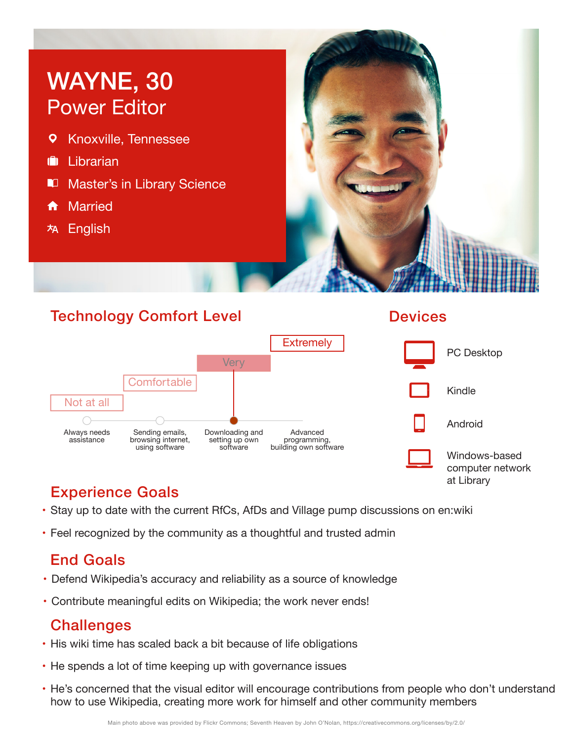# WAYNE, 30

## Power Editor

- Knoxville, Tennessee
- Librarian
- Master's in Library Science
- Married
- English

## Technology Comfort Level

| Not at all | Comfortable | **Very** | Extremely |
| --- | --- | --- | --- |
| Always needs assistance | Sending emails, browsing internet, using software | **Downloading and setting up own software** | Advanced programming, building own software |

## Devices

- PC Desktop
- Kindle
- Android
- Windows-based computer network at Library

## Experience Goals

- Stay up to date with the current RfCs, AfDs and Village pump discussions on en:wiki
- Feel recognized by the community as a thoughtful and trusted admin

## End Goals

- Defend Wikipedia's accuracy and reliability as a source of knowledge
- Contribute meaningful edits on Wikipedia; the work never ends!

## Challenges

- His wiki time has scaled back a bit because of life obligations
- He spends a lot of time keeping up with governance issues
- He's concerned that the visual editor will encourage contributions from people who don't understand how to use Wikipedia, creating more work for himself and other community members

Main photo above was provided by Flickr Commons; Seventh Heaven by John O'Nolan, https://creativecommons.org/licenses/by/2.0/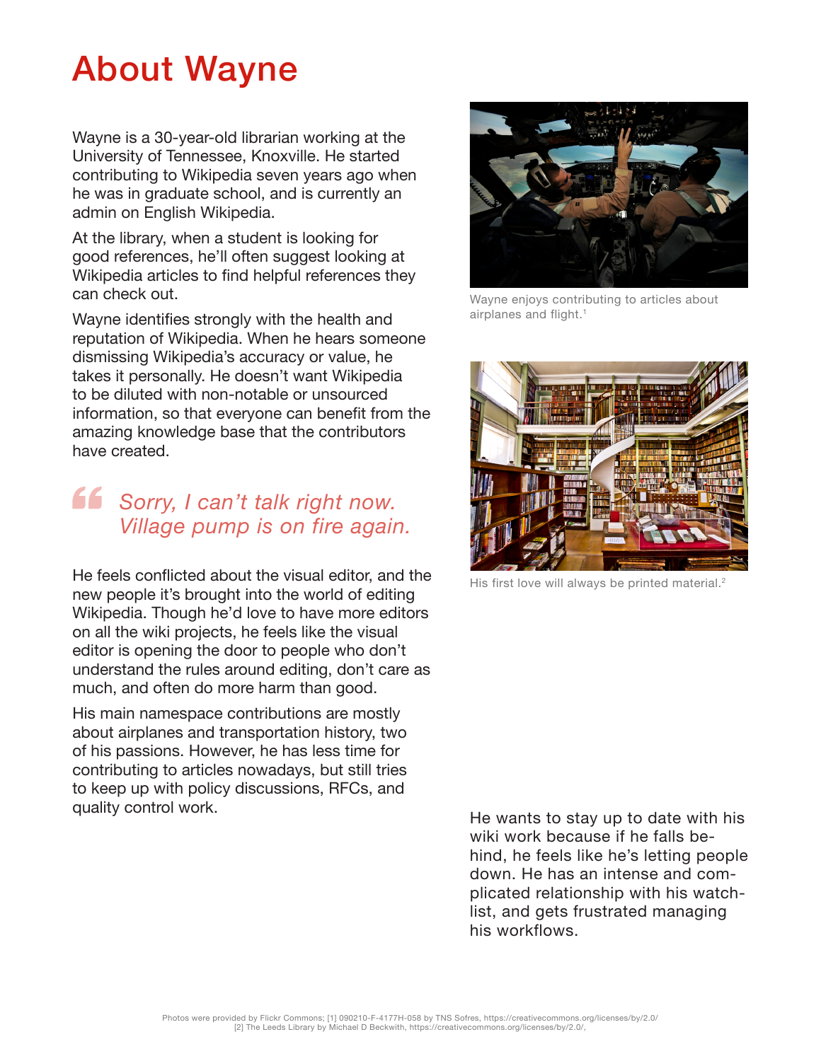# About Wayne

Wayne is a 30-year-old librarian working at the University of Tennessee, Knoxville. He started contributing to Wikipedia seven years ago when he was in graduate school, and is currently an admin on English Wikipedia.

At the library, when a student is looking for good references, he'll often suggest looking at Wikipedia articles to find helpful references they can check out.

Wayne identifies strongly with the health and reputation of Wikipedia. When he hears someone dismissing Wikipedia's accuracy or value, he takes it personally. He doesn't want Wikipedia to be diluted with non-notable or unsourced information, so that everyone can benefit from the amazing knowledge base that the contributors have created.

> *Sorry, I can't talk right now. Village pump is on fire again.*

He feels conflicted about the visual editor, and the new people it's brought into the world of editing Wikipedia. Though he'd love to have more editors on all the wiki projects, he feels like the visual editor is opening the door to people who don't understand the rules around editing, don't care as much, and often do more harm than good.

His main namespace contributions are mostly about airplanes and transportation history, two of his passions. However, he has less time for contributing to articles nowadays, but still tries to keep up with policy discussions, RFCs, and quality control work.

Wayne enjoys contributing to articles about airplanes and flight.[1]

His first love will always be printed material.[2]

He wants to stay up to date with his wiki work because if he falls behind, he feels like he's letting people down. He has an intense and complicated relationship with his watchlist, and gets frustrated managing his workflows.

Photos were provided by Flickr Commons; [1] 090210-F-4177H-058 by TNS Sofres, https://creativecommons.org/licenses/by/2.0/
[2] The Leeds Library by Michael D Beckwith, https://creativecommons.org/licenses/by/2.0/,